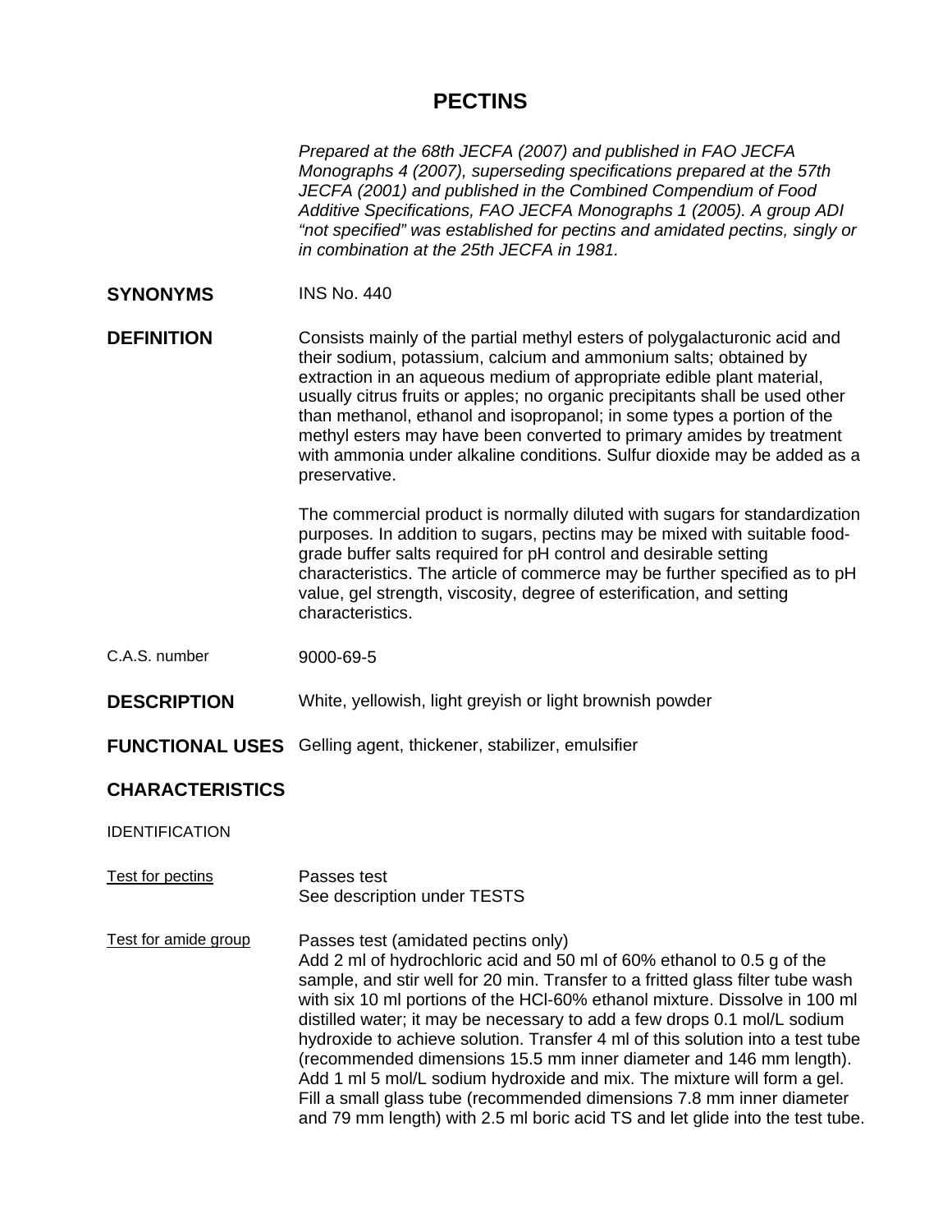# PECTINS

*Prepared at the 68th JECFA (2007) and published in FAO JECFA Monographs 4 (2007), superseding specifications prepared at the 57th JECFA (2001) and published in the Combined Compendium of Food Additive Specifications, FAO JECFA Monographs 1 (2005). A group ADI "not specified" was established for pectins and amidated pectins, singly or in combination at the 25th JECFA in 1981.*

**SYNONYMS** INS No. 440

**DEFINITION** Consists mainly of the partial methyl esters of polygalacturonic acid and their sodium, potassium, calcium and ammonium salts; obtained by extraction in an aqueous medium of appropriate edible plant material, usually citrus fruits or apples; no organic precipitants shall be used other than methanol, ethanol and isopropanol; in some types a portion of the methyl esters may have been converted to primary amides by treatment with ammonia under alkaline conditions. Sulfur dioxide may be added as a preservative.

The commercial product is normally diluted with sugars for standardization purposes. In addition to sugars, pectins may be mixed with suitable food-grade buffer salts required for pH control and desirable setting characteristics. The article of commerce may be further specified as to pH value, gel strength, viscosity, degree of esterification, and setting characteristics.

C.A.S. number 9000-69-5

**DESCRIPTION** White, yellowish, light greyish or light brownish powder

**FUNCTIONAL USES** Gelling agent, thickener, stabilizer, emulsifier

**CHARACTERISTICS**

IDENTIFICATION

Test for pectins

Passes test
See description under TESTS

Test for amide group

Passes test (amidated pectins only)
Add 2 ml of hydrochloric acid and 50 ml of 60% ethanol to 0.5 g of the sample, and stir well for 20 min. Transfer to a fritted glass filter tube wash with six 10 ml portions of the HCl-60% ethanol mixture. Dissolve in 100 ml distilled water; it may be necessary to add a few drops 0.1 mol/L sodium hydroxide to achieve solution. Transfer 4 ml of this solution into a test tube (recommended dimensions 15.5 mm inner diameter and 146 mm length). Add 1 ml 5 mol/L sodium hydroxide and mix. The mixture will form a gel. Fill a small glass tube (recommended dimensions 7.8 mm inner diameter and 79 mm length) with 2.5 ml boric acid TS and let glide into the test tube.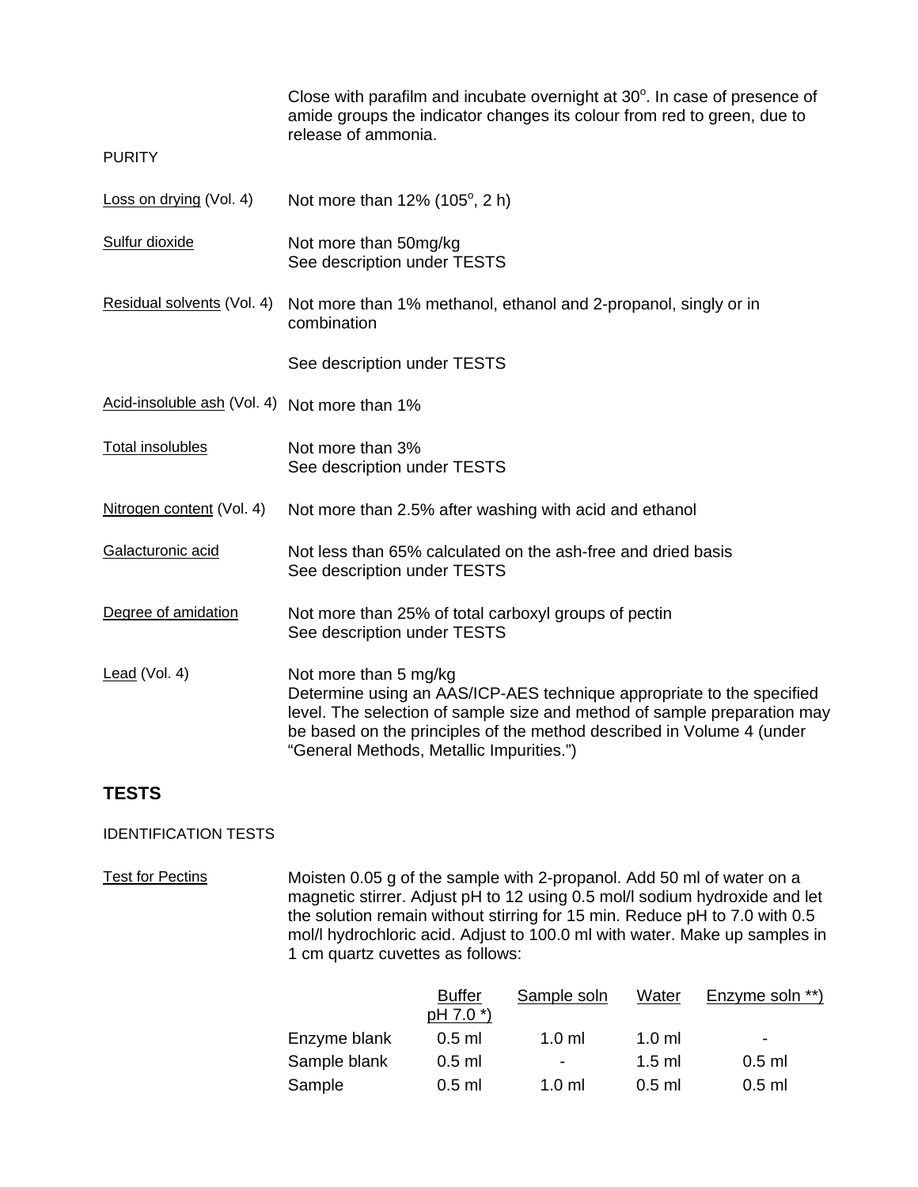Close with parafilm and incubate overnight at 30°. In case of presence of amide groups the indicator changes its colour from red to green, due to release of ammonia.

PURITY

Loss on drying (Vol. 4) Not more than 12% (105°, 2 h)

Sulfur dioxide Not more than 50mg/kg
See description under TESTS

Residual solvents (Vol. 4) Not more than 1% methanol, ethanol and 2-propanol, singly or in combination

See description under TESTS

Acid-insoluble ash (Vol. 4) Not more than 1%

Total insolubles Not more than 3%
See description under TESTS

Nitrogen content (Vol. 4) Not more than 2.5% after washing with acid and ethanol

Galacturonic acid Not less than 65% calculated on the ash-free and dried basis
See description under TESTS

Degree of amidation Not more than 25% of total carboxyl groups of pectin
See description under TESTS

Lead (Vol. 4) Not more than 5 mg/kg
Determine using an AAS/ICP-AES technique appropriate to the specified level. The selection of sample size and method of sample preparation may be based on the principles of the method described in Volume 4 (under "General Methods, Metallic Impurities.")

## TESTS

IDENTIFICATION TESTS

Test for Pectins Moisten 0.05 g of the sample with 2-propanol. Add 50 ml of water on a magnetic stirrer. Adjust pH to 12 using 0.5 mol/l sodium hydroxide and let the solution remain without stirring for 15 min. Reduce pH to 7.0 with 0.5 mol/l hydrochloric acid. Adjust to 100.0 ml with water. Make up samples in 1 cm quartz cuvettes as follows:

| | Buffer pH 7.0 *) | Sample soln | Water | Enzyme soln **) |
|---|---|---|---|---|
| Enzyme blank | 0.5 ml | 1.0 ml | 1.0 ml | - |
| Sample blank | 0.5 ml | - | 1.5 ml | 0.5 ml |
| Sample | 0.5 ml | 1.0 ml | 0.5 ml | 0.5 ml |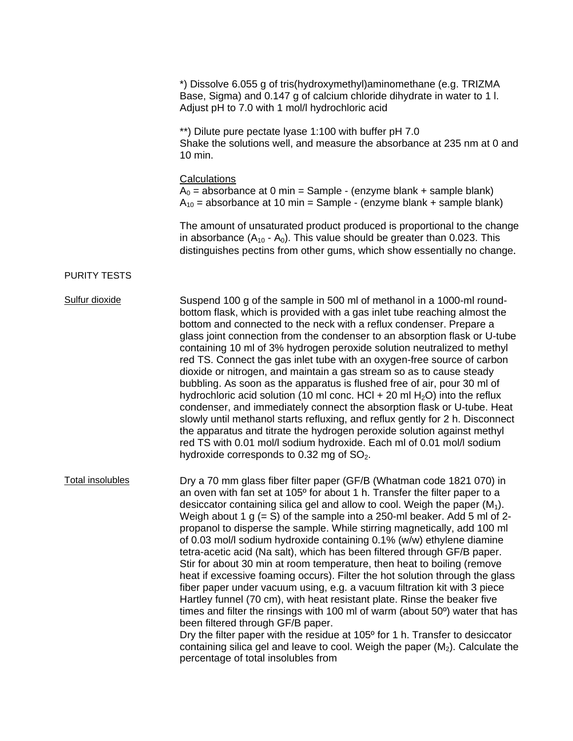*) Dissolve 6.055 g of tris(hydroxymethyl)aminomethane (e.g. TRIZMA Base, Sigma) and 0.147 g of calcium chloride dihydrate in water to 1 l. Adjust pH to 7.0 with 1 mol/l hydrochloric acid

**) Dilute pure pectate lyase 1:100 with buffer pH 7.0
Shake the solutions well, and measure the absorbance at 235 nm at 0 and 10 min.

<u>Calculations</u>
$A_0$ = absorbance at 0 min = Sample - (enzyme blank + sample blank)
$A_{10}$ = absorbance at 10 min = Sample - (enzyme blank + sample blank)

The amount of unsaturated product produced is proportional to the change in absorbance ($A_{10}$ - $A_0$). This value should be greater than 0.023. This distinguishes pectins from other gums, which show essentially no change.

## PURITY TESTS

**Sulfur dioxide**

Suspend 100 g of the sample in 500 ml of methanol in a 1000-ml round-bottom flask, which is provided with a gas inlet tube reaching almost the bottom and connected to the neck with a reflux condenser. Prepare a glass joint connection from the condenser to an absorption flask or U-tube containing 10 ml of 3% hydrogen peroxide solution neutralized to methyl red TS. Connect the gas inlet tube with an oxygen-free source of carbon dioxide or nitrogen, and maintain a gas stream so as to cause steady bubbling. As soon as the apparatus is flushed free of air, pour 30 ml of hydrochloric acid solution (10 ml conc. HCl + 20 ml $H_2O$) into the reflux condenser, and immediately connect the absorption flask or U-tube. Heat slowly until methanol starts refluxing, and reflux gently for 2 h. Disconnect the apparatus and titrate the hydrogen peroxide solution against methyl red TS with 0.01 mol/l sodium hydroxide. Each ml of 0.01 mol/l sodium hydroxide corresponds to 0.32 mg of $SO_2$.

**Total insolubles**

Dry a 70 mm glass fiber filter paper (GF/B (Whatman code 1821 070) in an oven with fan set at 105º for about 1 h. Transfer the filter paper to a desiccator containing silica gel and allow to cool. Weigh the paper ($M_1$). Weigh about 1 g (= S) of the sample into a 250-ml beaker. Add 5 ml of 2-propanol to disperse the sample. While stirring magnetically, add 100 ml of 0.03 mol/l sodium hydroxide containing 0.1% (w/w) ethylene diamine tetra-acetic acid (Na salt), which has been filtered through GF/B paper. Stir for about 30 min at room temperature, then heat to boiling (remove heat if excessive foaming occurs). Filter the hot solution through the glass fiber paper under vacuum using, e.g. a vacuum filtration kit with 3 piece Hartley funnel (70 cm), with heat resistant plate. Rinse the beaker five times and filter the rinsings with 100 ml of warm (about 50º) water that has been filtered through GF/B paper.
Dry the filter paper with the residue at 105º for 1 h. Transfer to desiccator containing silica gel and leave to cool. Weigh the paper ($M_2$). Calculate the percentage of total insolubles from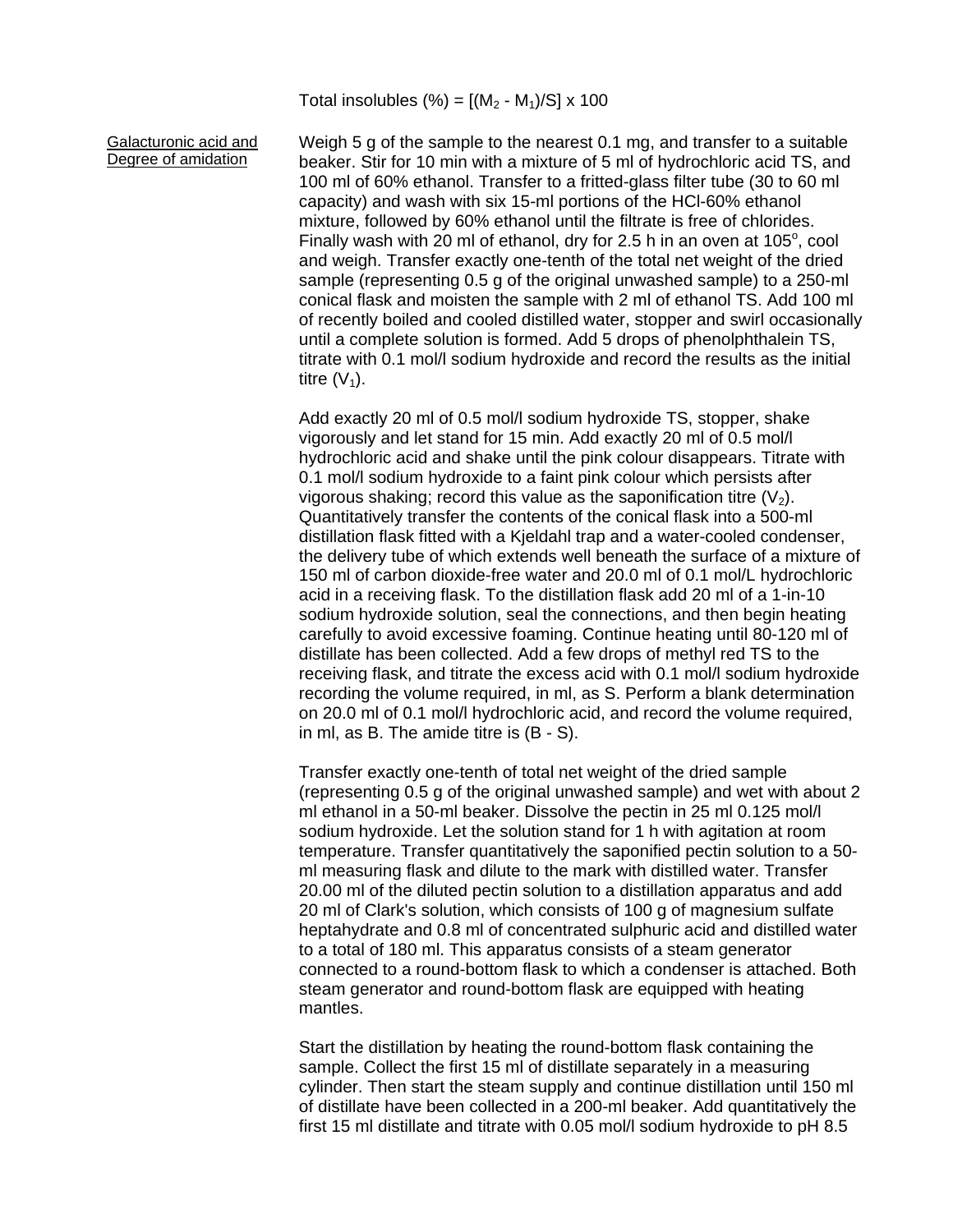Total insolubles (%) = $[(M_2 - M_1)/S] \times 100$

**Galacturonic acid and Degree of amidation**

Weigh 5 g of the sample to the nearest 0.1 mg, and transfer to a suitable beaker. Stir for 10 min with a mixture of 5 ml of hydrochloric acid TS, and 100 ml of 60% ethanol. Transfer to a fritted-glass filter tube (30 to 60 ml capacity) and wash with six 15-ml portions of the HCl-60% ethanol mixture, followed by 60% ethanol until the filtrate is free of chlorides. Finally wash with 20 ml of ethanol, dry for 2.5 h in an oven at 105°, cool and weigh. Transfer exactly one-tenth of the total net weight of the dried sample (representing 0.5 g of the original unwashed sample) to a 250-ml conical flask and moisten the sample with 2 ml of ethanol TS. Add 100 ml of recently boiled and cooled distilled water, stopper and swirl occasionally until a complete solution is formed. Add 5 drops of phenolphthalein TS, titrate with 0.1 mol/l sodium hydroxide and record the results as the initial titre ($V_1$).

Add exactly 20 ml of 0.5 mol/l sodium hydroxide TS, stopper, shake vigorously and let stand for 15 min. Add exactly 20 ml of 0.5 mol/l hydrochloric acid and shake until the pink colour disappears. Titrate with 0.1 mol/l sodium hydroxide to a faint pink colour which persists after vigorous shaking; record this value as the saponification titre ($V_2$). Quantitatively transfer the contents of the conical flask into a 500-ml distillation flask fitted with a Kjeldahl trap and a water-cooled condenser, the delivery tube of which extends well beneath the surface of a mixture of 150 ml of carbon dioxide-free water and 20.0 ml of 0.1 mol/L hydrochloric acid in a receiving flask. To the distillation flask add 20 ml of a 1-in-10 sodium hydroxide solution, seal the connections, and then begin heating carefully to avoid excessive foaming. Continue heating until 80-120 ml of distillate has been collected. Add a few drops of methyl red TS to the receiving flask, and titrate the excess acid with 0.1 mol/l sodium hydroxide recording the volume required, in ml, as S. Perform a blank determination on 20.0 ml of 0.1 mol/l hydrochloric acid, and record the volume required, in ml, as B. The amide titre is (B - S).

Transfer exactly one-tenth of total net weight of the dried sample (representing 0.5 g of the original unwashed sample) and wet with about 2 ml ethanol in a 50-ml beaker. Dissolve the pectin in 25 ml 0.125 mol/l sodium hydroxide. Let the solution stand for 1 h with agitation at room temperature. Transfer quantitatively the saponified pectin solution to a 50-ml measuring flask and dilute to the mark with distilled water. Transfer 20.00 ml of the diluted pectin solution to a distillation apparatus and add 20 ml of Clark's solution, which consists of 100 g of magnesium sulfate heptahydrate and 0.8 ml of concentrated sulphuric acid and distilled water to a total of 180 ml. This apparatus consists of a steam generator connected to a round-bottom flask to which a condenser is attached. Both steam generator and round-bottom flask are equipped with heating mantles.

Start the distillation by heating the round-bottom flask containing the sample. Collect the first 15 ml of distillate separately in a measuring cylinder. Then start the steam supply and continue distillation until 150 ml of distillate have been collected in a 200-ml beaker. Add quantitatively the first 15 ml distillate and titrate with 0.05 mol/l sodium hydroxide to pH 8.5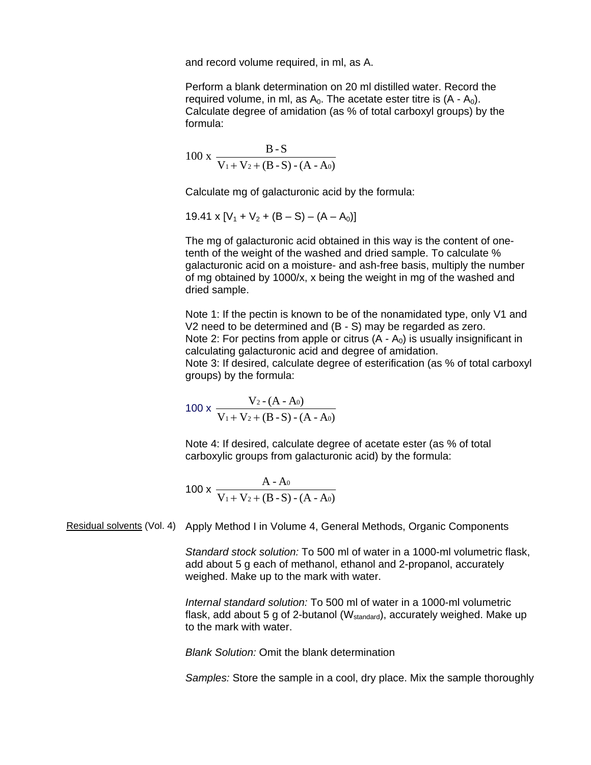and record volume required, in ml, as A.

Perform a blank determination on 20 ml distilled water. Record the required volume, in ml, as $A_0$. The acetate ester titre is $(A - A_0)$. Calculate degree of amidation (as % of total carboxyl groups) by the formula:

$$100 \times \frac{B - S}{V_1 + V_2 + (B - S) - (A - A_0)}$$

Calculate mg of galacturonic acid by the formula:

$$19.41 \times [V_1 + V_2 + (B - S) - (A - A_0)]$$

The mg of galacturonic acid obtained in this way is the content of one-tenth of the weight of the washed and dried sample. To calculate % galacturonic acid on a moisture- and ash-free basis, multiply the number of mg obtained by 1000/x, x being the weight in mg of the washed and dried sample.

Note 1: If the pectin is known to be of the nonamidated type, only V1 and V2 need to be determined and (B - S) may be regarded as zero.
Note 2: For pectins from apple or citrus $(A - A_0)$ is usually insignificant in calculating galacturonic acid and degree of amidation.
Note 3: If desired, calculate degree of esterification (as % of total carboxyl groups) by the formula:

$$100 \times \frac{V_2 - (A - A_0)}{V_1 + V_2 + (B - S) - (A - A_0)}$$

Note 4: If desired, calculate degree of acetate ester (as % of total carboxylic groups from galacturonic acid) by the formula:

$$100 \times \frac{A - A_0}{V_1 + V_2 + (B - S) - (A - A_0)}$$

Residual solvents (Vol. 4) Apply Method I in Volume 4, General Methods, Organic Components

*Standard stock solution:* To 500 ml of water in a 1000-ml volumetric flask, add about 5 g each of methanol, ethanol and 2-propanol, accurately weighed. Make up to the mark with water.

*Internal standard solution:* To 500 ml of water in a 1000-ml volumetric flask, add about 5 g of 2-butanol ($W_{standard}$), accurately weighed. Make up to the mark with water.

*Blank Solution:* Omit the blank determination

*Samples:* Store the sample in a cool, dry place. Mix the sample thoroughly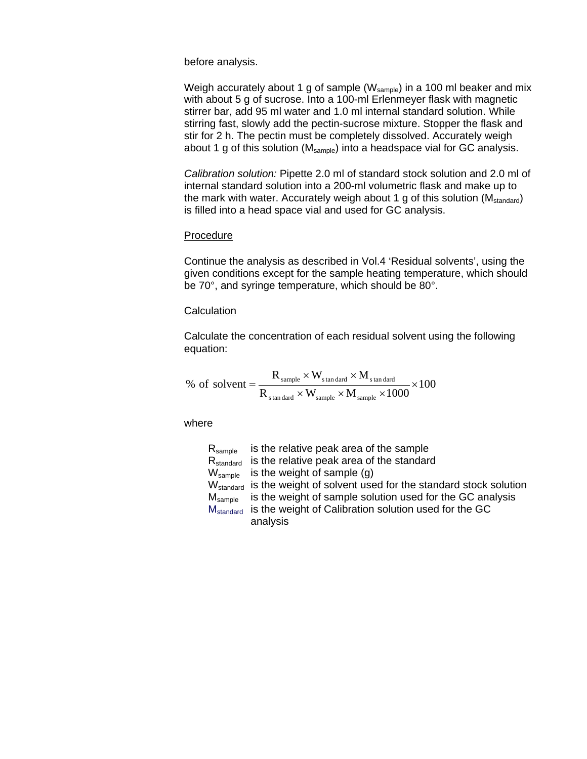before analysis.

Weigh accurately about 1 g of sample ($W_{sample}$) in a 100 ml beaker and mix with about 5 g of sucrose. Into a 100-ml Erlenmeyer flask with magnetic stirrer bar, add 95 ml water and 1.0 ml internal standard solution. While stirring fast, slowly add the pectin-sucrose mixture. Stopper the flask and stir for 2 h. The pectin must be completely dissolved. Accurately weigh about 1 g of this solution ($M_{sample}$) into a headspace vial for GC analysis.

*Calibration solution:* Pipette 2.0 ml of standard stock solution and 2.0 ml of internal standard solution into a 200-ml volumetric flask and make up to the mark with water. Accurately weigh about 1 g of this solution ($M_{standard}$) is filled into a head space vial and used for GC analysis.

Procedure

Continue the analysis as described in Vol.4 'Residual solvents', using the given conditions except for the sample heating temperature, which should be 70°, and syringe temperature, which should be 80°.

Calculation

Calculate the concentration of each residual solvent using the following equation:

$$\% \text{ of solvent} = \frac{R_{sample} \times W_{standard} \times M_{standard}}{R_{standard} \times W_{sample} \times M_{sample} \times 1000} \times 100$$

where

- $R_{sample}$ is the relative peak area of the sample
- $R_{standard}$ is the relative peak area of the standard
- $W_{sample}$ is the weight of sample (g)
- $W_{standard}$ is the weight of solvent used for the standard stock solution
- $M_{sample}$ is the weight of sample solution used for the GC analysis
- $M_{standard}$ is the weight of Calibration solution used for the GC analysis